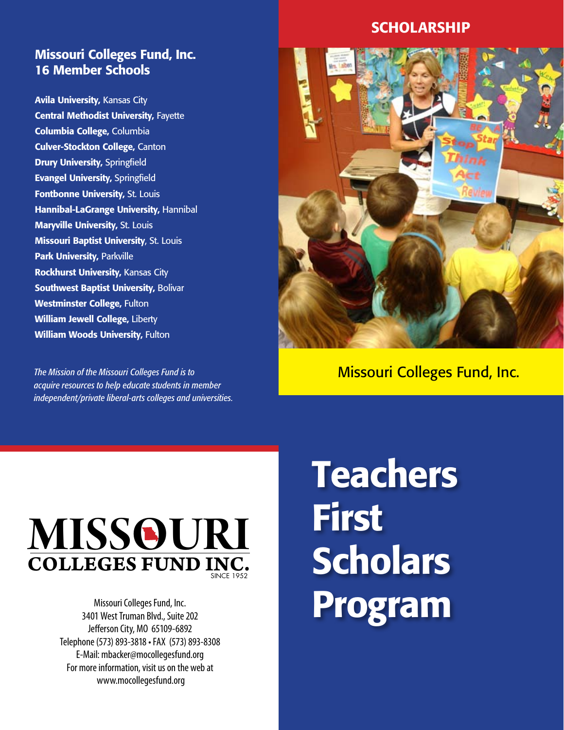## Missouri Colleges Fund, Inc.
## 16 Member Schools

**Avila University,** Kansas City
**Central Methodist University,** Fayette
**Columbia College,** Columbia
**Culver-Stockton College,** Canton
**Drury University,** Springfield
**Evangel University,** Springfield
**Fontbonne University,** St. Louis
**Hannibal-LaGrange University,** Hannibal
**Maryville University,** St. Louis
**Missouri Baptist University**, St. Louis
**Park University,** Parkville
**Rockhurst University,** Kansas City
**Southwest Baptist University,** Bolivar
**Westminster College,** Fulton
**William Jewell College,** Liberty
**William Woods University,** Fulton

*The Mission of the Missouri Colleges Fund is to acquire resources to help educate students in member independent/private liberal-arts colleges and universities.*

**SCHOLARSHIP**

Missouri Colleges Fund, Inc.

MISSOURI COLLEGES FUND INC.
SINCE 1952

Missouri Colleges Fund, Inc.
3401 West Truman Blvd., Suite 202
Jefferson City, MO 65109-6892
Telephone (573) 893-3818 • FAX (573) 893-8308
E-Mail: mbacker@mocollegesfund.org
For more information, visit us on the web at
www.mocollegesfund.org

# Teachers First Scholars Program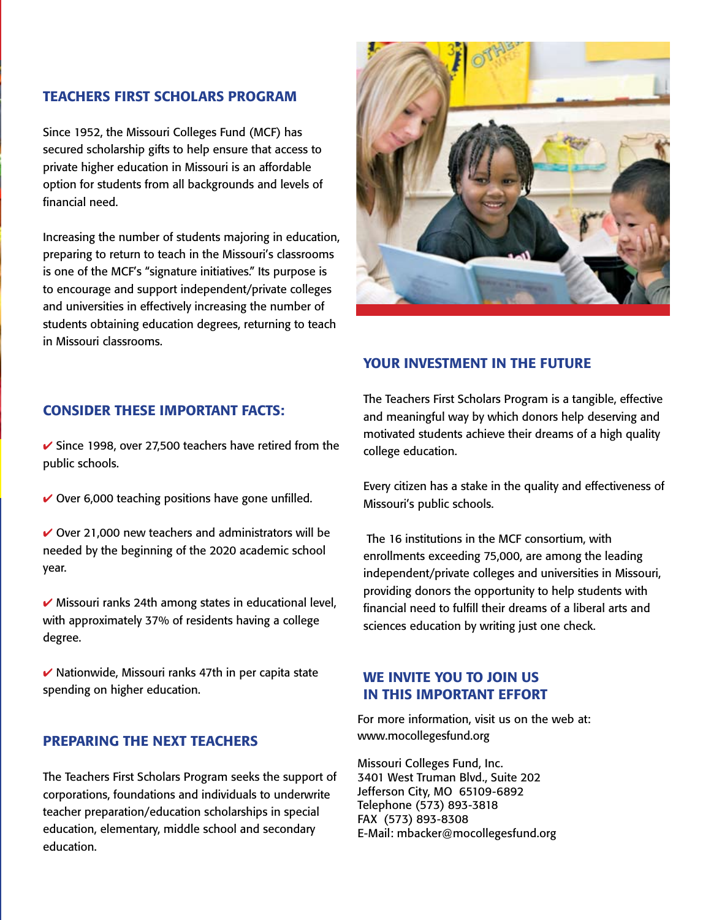## TEACHERS FIRST SCHOLARS PROGRAM

Since 1952, the Missouri Colleges Fund (MCF) has secured scholarship gifts to help ensure that access to private higher education in Missouri is an affordable option for students from all backgrounds and levels of financial need.

Increasing the number of students majoring in education, preparing to return to teach in the Missouri's classrooms is one of the MCF's "signature initiatives." Its purpose is to encourage and support independent/private colleges and universities in effectively increasing the number of students obtaining education degrees, returning to teach in Missouri classrooms.

## CONSIDER THESE IMPORTANT FACTS:

✔ Since 1998, over 27,500 teachers have retired from the public schools.

✔ Over 6,000 teaching positions have gone unfilled.

✔ Over 21,000 new teachers and administrators will be needed by the beginning of the 2020 academic school year.

✔ Missouri ranks 24th among states in educational level, with approximately 37% of residents having a college degree.

✔ Nationwide, Missouri ranks 47th in per capita state spending on higher education.

## PREPARING THE NEXT TEACHERS

The Teachers First Scholars Program seeks the support of corporations, foundations and individuals to underwrite teacher preparation/education scholarships in special education, elementary, middle school and secondary education.

## YOUR INVESTMENT IN THE FUTURE

The Teachers First Scholars Program is a tangible, effective and meaningful way by which donors help deserving and motivated students achieve their dreams of a high quality college education.

Every citizen has a stake in the quality and effectiveness of Missouri's public schools.

The 16 institutions in the MCF consortium, with enrollments exceeding 75,000, are among the leading independent/private colleges and universities in Missouri, providing donors the opportunity to help students with financial need to fulfill their dreams of a liberal arts and sciences education by writing just one check.

## WE INVITE YOU TO JOIN US IN THIS IMPORTANT EFFORT

For more information, visit us on the web at:
www.mocollegesfund.org

Missouri Colleges Fund, Inc.
3401 West Truman Blvd., Suite 202
Jefferson City, MO 65109-6892
Telephone (573) 893-3818
FAX (573) 893-8308
E-Mail: mbacker@mocollegesfund.org